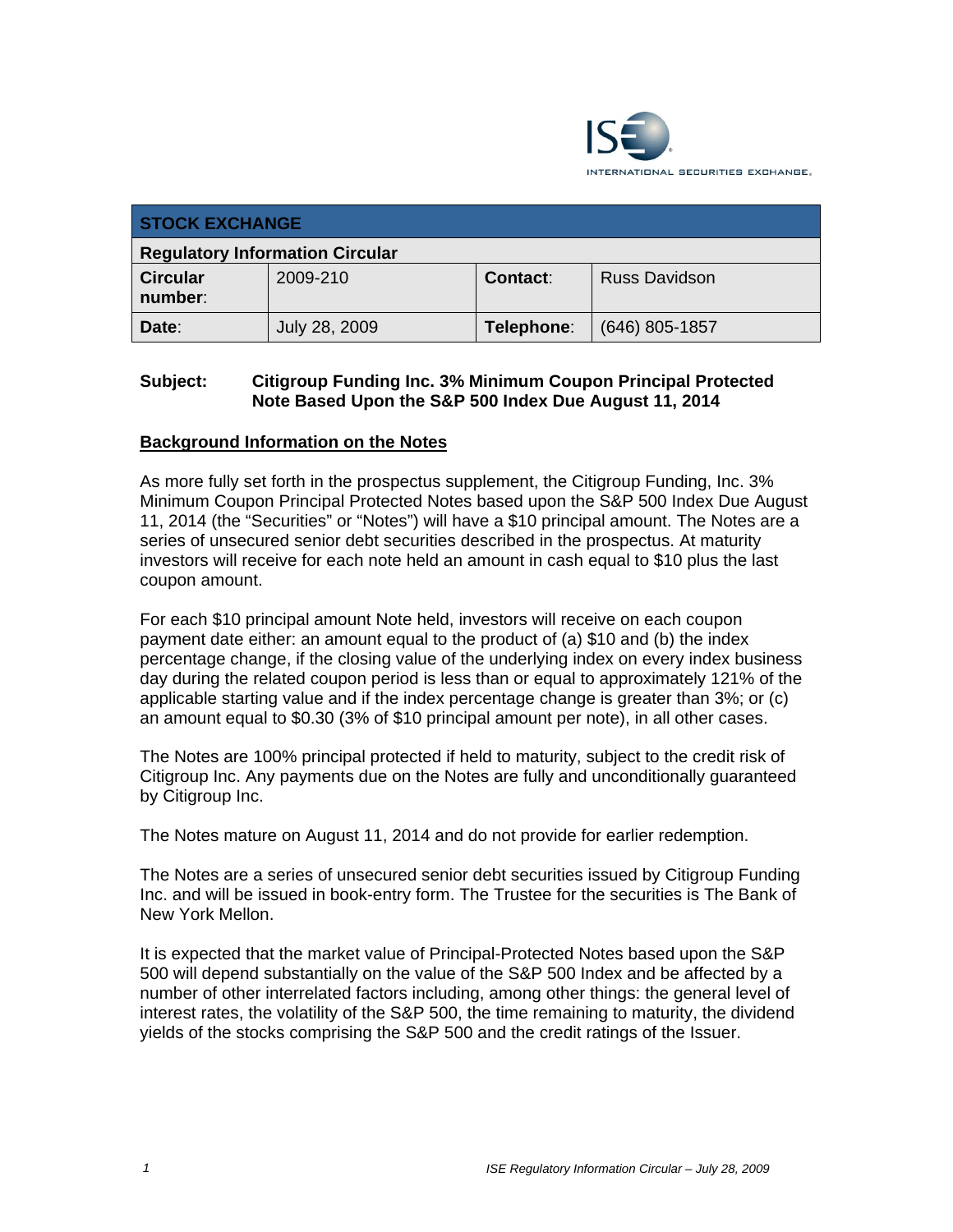## STOCK EXCHANGE

### Regulatory Information Circular

| | | | |
|---|---|---|---|
| **Circular number**: | 2009-210 | **Contact**: | Russ Davidson |
| **Date**: | July 28, 2009 | **Telephone**: | (646) 805-1857 |

**Subject: Citigroup Funding Inc. 3% Minimum Coupon Principal Protected Note Based Upon the S&P 500 Index Due August 11, 2014**

**Background Information on the Notes**

As more fully set forth in the prospectus supplement, the Citigroup Funding, Inc. 3% Minimum Coupon Principal Protected Notes based upon the S&P 500 Index Due August 11, 2014 (the "Securities" or "Notes") will have a $10 principal amount. The Notes are a series of unsecured senior debt securities described in the prospectus. At maturity investors will receive for each note held an amount in cash equal to $10 plus the last coupon amount.

For each $10 principal amount Note held, investors will receive on each coupon payment date either: an amount equal to the product of (a) $10 and (b) the index percentage change, if the closing value of the underlying index on every index business day during the related coupon period is less than or equal to approximately 121% of the applicable starting value and if the index percentage change is greater than 3%; or (c) an amount equal to $0.30 (3% of $10 principal amount per note), in all other cases.

The Notes are 100% principal protected if held to maturity, subject to the credit risk of Citigroup Inc. Any payments due on the Notes are fully and unconditionally guaranteed by Citigroup Inc.

The Notes mature on August 11, 2014 and do not provide for earlier redemption.

The Notes are a series of unsecured senior debt securities issued by Citigroup Funding Inc. and will be issued in book-entry form. The Trustee for the securities is The Bank of New York Mellon.

It is expected that the market value of Principal-Protected Notes based upon the S&P 500 will depend substantially on the value of the S&P 500 Index and be affected by a number of other interrelated factors including, among other things: the general level of interest rates, the volatility of the S&P 500, the time remaining to maturity, the dividend yields of the stocks comprising the S&P 500 and the credit ratings of the Issuer.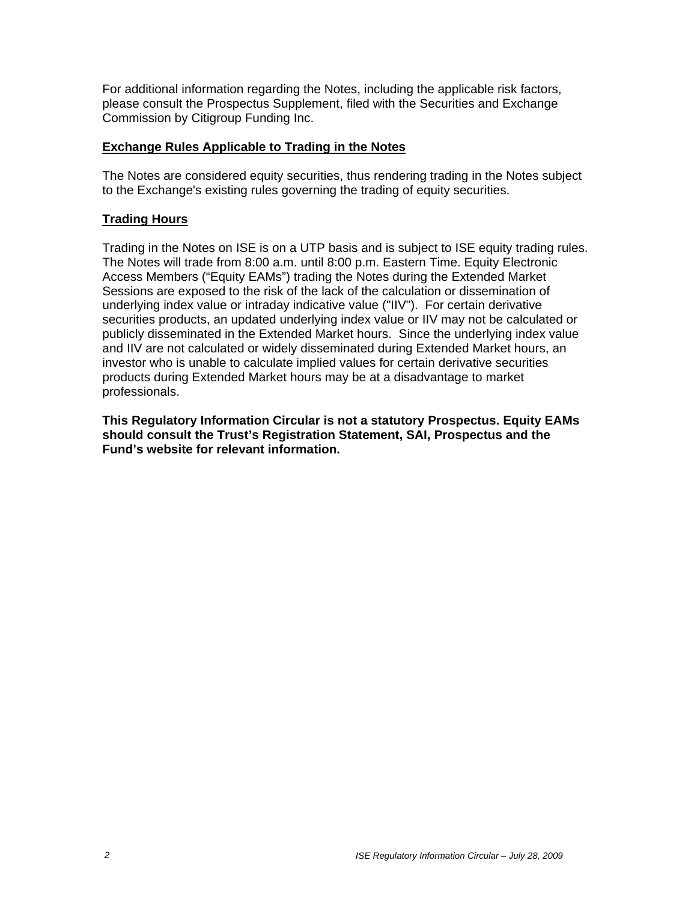For additional information regarding the Notes, including the applicable risk factors, please consult the Prospectus Supplement, filed with the Securities and Exchange Commission by Citigroup Funding Inc.

## Exchange Rules Applicable to Trading in the Notes

The Notes are considered equity securities, thus rendering trading in the Notes subject to the Exchange's existing rules governing the trading of equity securities.

## Trading Hours

Trading in the Notes on ISE is on a UTP basis and is subject to ISE equity trading rules. The Notes will trade from 8:00 a.m. until 8:00 p.m. Eastern Time. Equity Electronic Access Members ("Equity EAMs") trading the Notes during the Extended Market Sessions are exposed to the risk of the lack of the calculation or dissemination of underlying index value or intraday indicative value ("IIV"). For certain derivative securities products, an updated underlying index value or IIV may not be calculated or publicly disseminated in the Extended Market hours. Since the underlying index value and IIV are not calculated or widely disseminated during Extended Market hours, an investor who is unable to calculate implied values for certain derivative securities products during Extended Market hours may be at a disadvantage to market professionals.

**This Regulatory Information Circular is not a statutory Prospectus. Equity EAMs should consult the Trust's Registration Statement, SAI, Prospectus and the Fund's website for relevant information.**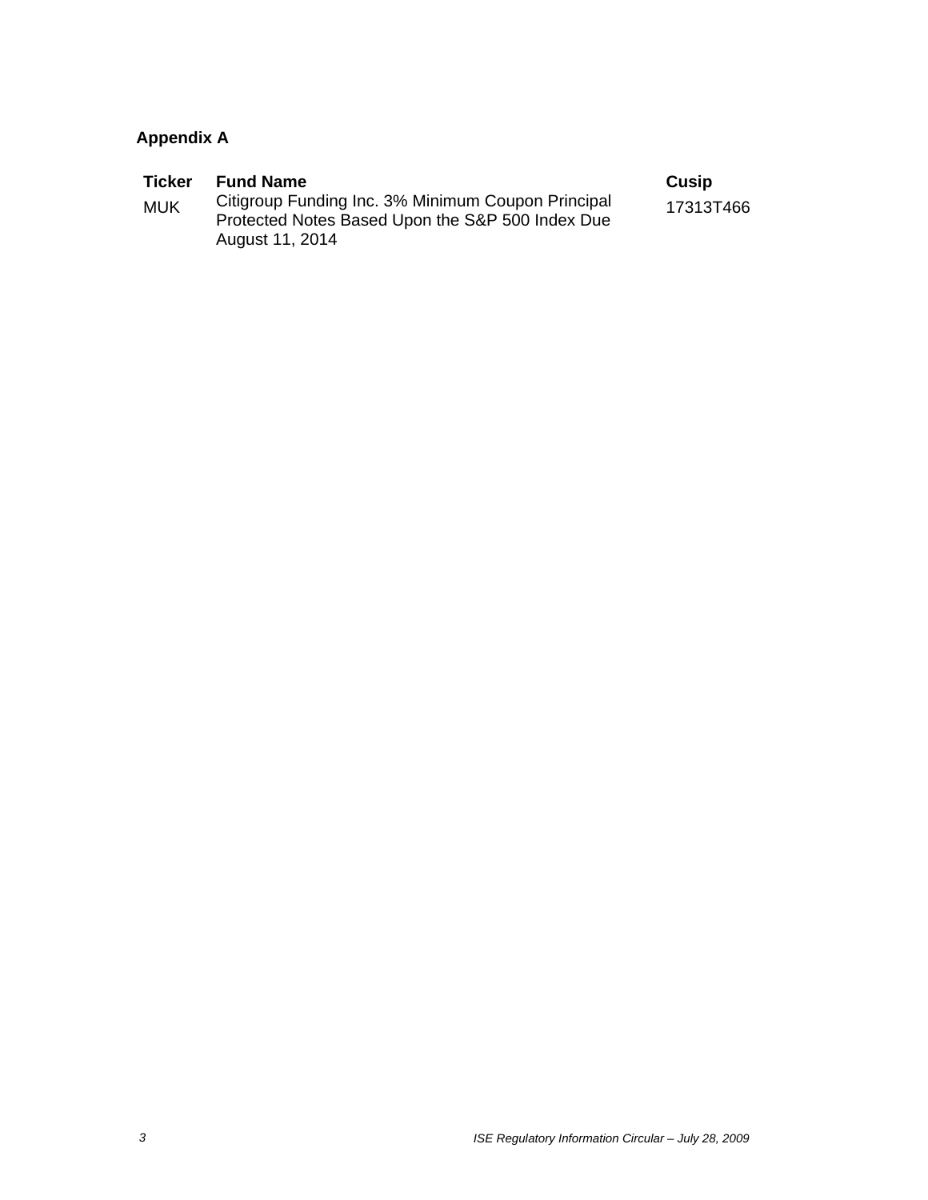**Appendix A**

| Ticker | Fund Name | Cusip |
|---|---|---|
| MUK | Citigroup Funding Inc. 3% Minimum Coupon Principal Protected Notes Based Upon the S&P 500 Index Due August 11, 2014 | 17313T466 |